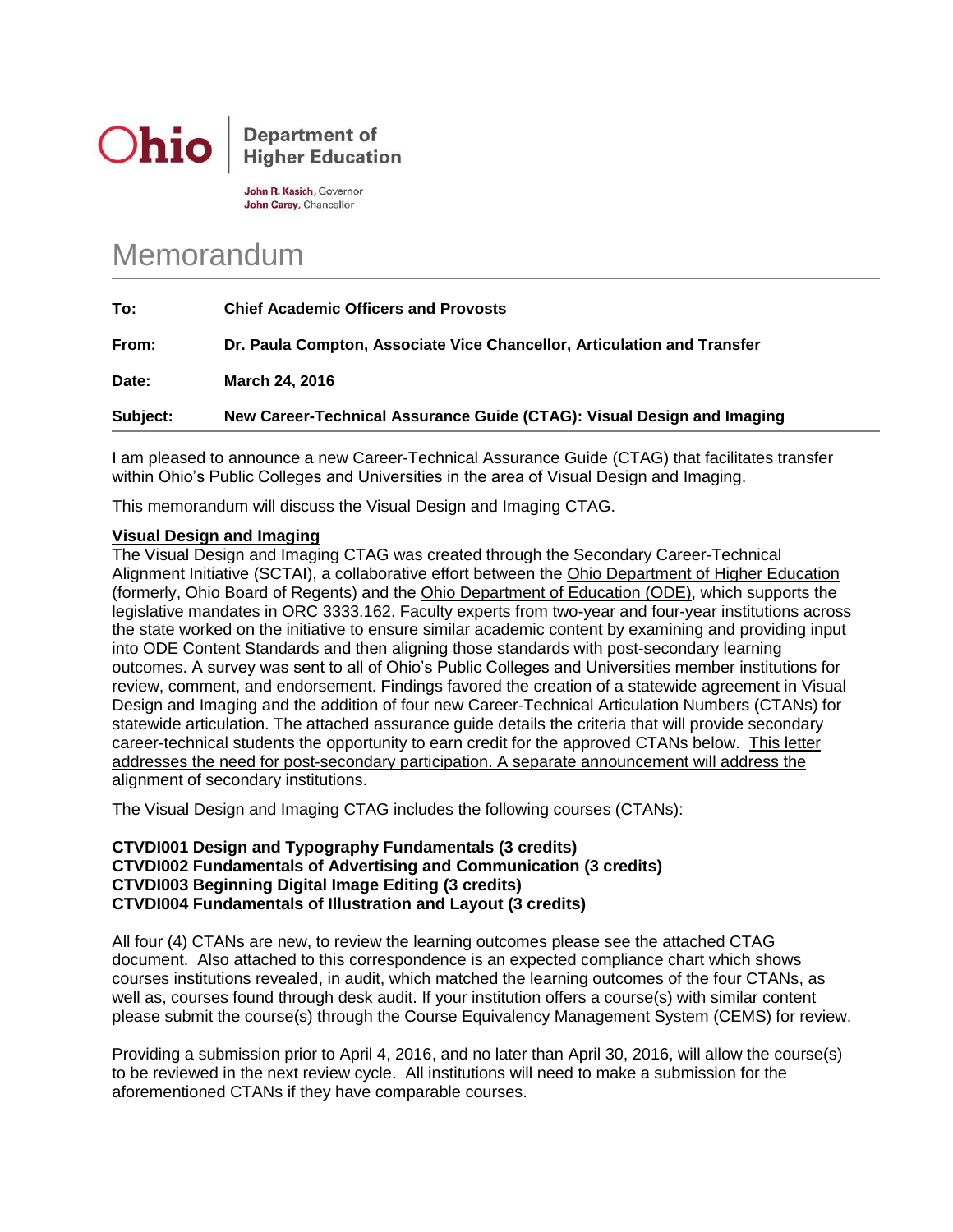**Ohio** | **Department of Higher Education**

**John R. Kasich**, Governor
**John Carey**, Chancellor

# Memorandum

| | |
|---|---|
| **To:** | **Chief Academic Officers and Provosts** |
| **From:** | **Dr. Paula Compton, Associate Vice Chancellor, Articulation and Transfer** |
| **Date:** | **March 24, 2016** |
| **Subject:** | **New Career-Technical Assurance Guide (CTAG): Visual Design and Imaging** |

I am pleased to announce a new Career-Technical Assurance Guide (CTAG) that facilitates transfer within Ohio's Public Colleges and Universities in the area of Visual Design and Imaging.

This memorandum will discuss the Visual Design and Imaging CTAG.

**Visual Design and Imaging**

The Visual Design and Imaging CTAG was created through the Secondary Career-Technical Alignment Initiative (SCTAI), a collaborative effort between the Ohio Department of Higher Education (formerly, Ohio Board of Regents) and the Ohio Department of Education (ODE), which supports the legislative mandates in ORC 3333.162. Faculty experts from two-year and four-year institutions across the state worked on the initiative to ensure similar academic content by examining and providing input into ODE Content Standards and then aligning those standards with post-secondary learning outcomes. A survey was sent to all of Ohio's Public Colleges and Universities member institutions for review, comment, and endorsement. Findings favored the creation of a statewide agreement in Visual Design and Imaging and the addition of four new Career-Technical Articulation Numbers (CTANs) for statewide articulation. The attached assurance guide details the criteria that will provide secondary career-technical students the opportunity to earn credit for the approved CTANs below. This letter addresses the need for post-secondary participation. A separate announcement will address the alignment of secondary institutions.

The Visual Design and Imaging CTAG includes the following courses (CTANs):

**CTVDI001 Design and Typography Fundamentals (3 credits)**
**CTVDI002 Fundamentals of Advertising and Communication (3 credits)**
**CTVDI003 Beginning Digital Image Editing (3 credits)**
**CTVDI004 Fundamentals of Illustration and Layout (3 credits)**

All four (4) CTANs are new, to review the learning outcomes please see the attached CTAG document. Also attached to this correspondence is an expected compliance chart which shows courses institutions revealed, in audit, which matched the learning outcomes of the four CTANs, as well as, courses found through desk audit. If your institution offers a course(s) with similar content please submit the course(s) through the Course Equivalency Management System (CEMS) for review.

Providing a submission prior to April 4, 2016, and no later than April 30, 2016, will allow the course(s) to be reviewed in the next review cycle. All institutions will need to make a submission for the aforementioned CTANs if they have comparable courses.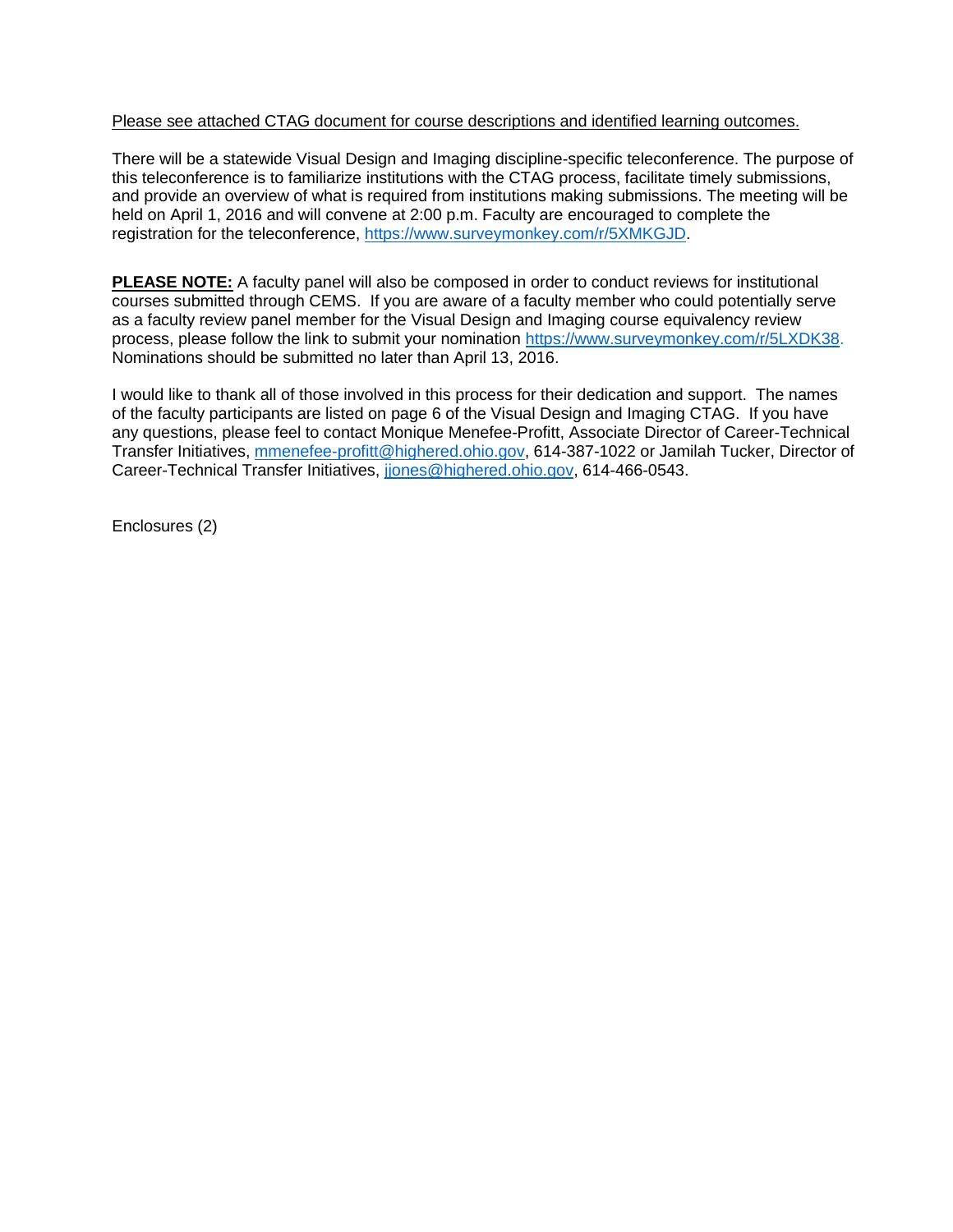Please see attached CTAG document for course descriptions and identified learning outcomes.

There will be a statewide Visual Design and Imaging discipline-specific teleconference. The purpose of this teleconference is to familiarize institutions with the CTAG process, facilitate timely submissions, and provide an overview of what is required from institutions making submissions. The meeting will be held on April 1, 2016 and will convene at 2:00 p.m. Faculty are encouraged to complete the registration for the teleconference, https://www.surveymonkey.com/r/5XMKGJD.

**PLEASE NOTE:** A faculty panel will also be composed in order to conduct reviews for institutional courses submitted through CEMS. If you are aware of a faculty member who could potentially serve as a faculty review panel member for the Visual Design and Imaging course equivalency review process, please follow the link to submit your nomination https://www.surveymonkey.com/r/5LXDK38. Nominations should be submitted no later than April 13, 2016.

I would like to thank all of those involved in this process for their dedication and support. The names of the faculty participants are listed on page 6 of the Visual Design and Imaging CTAG. If you have any questions, please feel to contact Monique Menefee-Profitt, Associate Director of Career-Technical Transfer Initiatives, mmenefee-profitt@highered.ohio.gov, 614-387-1022 or Jamilah Tucker, Director of Career-Technical Transfer Initiatives, jjones@highered.ohio.gov, 614-466-0543.

Enclosures (2)